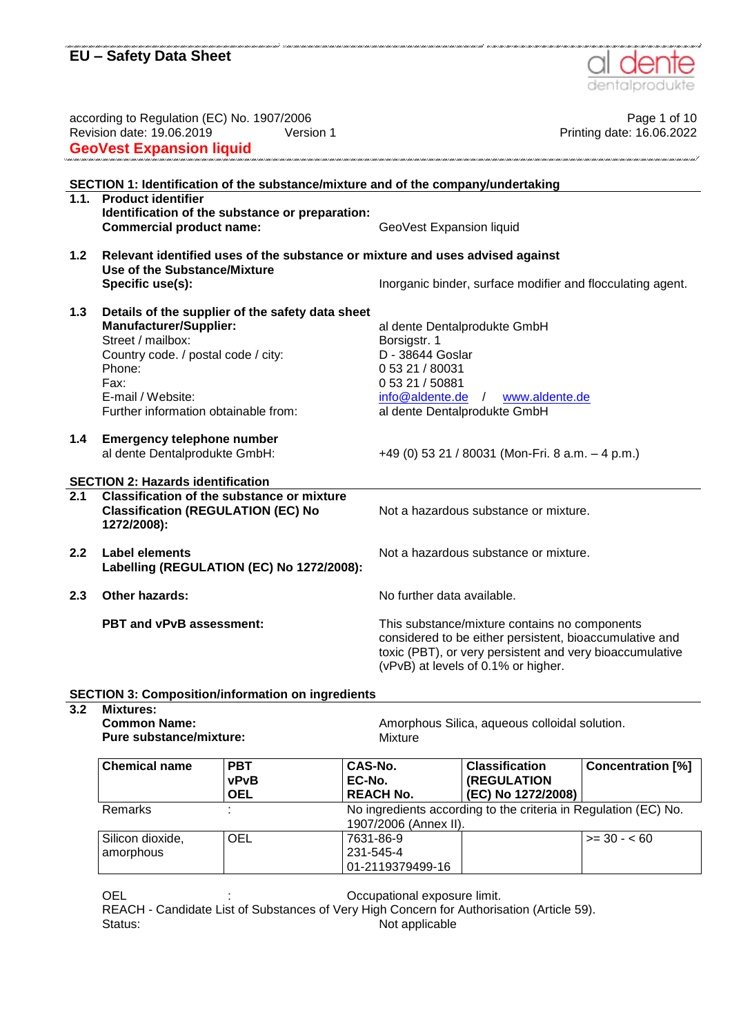# EU – Safety Data Sheet

according to Regulation (EC) No. 1907/2006
Revision date: 19.06.2019 Version 1
Printing date: 16.06.2022

**GeoVest Expansion liquid**

## SECTION 1: Identification of the substance/mixture and of the company/undertaking

**1.1. Product identifier**

**Identification of the substance or preparation:**

**Commercial product name:** GeoVest Expansion liquid

**1.2 Relevant identified uses of the substance or mixture and uses advised against**

**Use of the Substance/Mixture**

**Specific use(s):** Inorganic binder, surface modifier and flocculating agent.

**1.3 Details of the supplier of the safety data sheet**

**Manufacturer/Supplier:** al dente Dentalprodukte GmbH

Street / mailbox: Borsigstr. 1

Country code. / postal code / city: D - 38644 Goslar

Phone: 0 53 21 / 80031

Fax: 0 53 21 / 50881

E-mail / Website: info@aldente.de / www.aldente.de

Further information obtainable from: al dente Dentalprodukte GmbH

**1.4 Emergency telephone number**

al dente Dentalprodukte GmbH: +49 (0) 53 21 / 80031 (Mon-Fri. 8 a.m. – 4 p.m.)

## SECTION 2: Hazards identification

**2.1 Classification of the substance or mixture**

**Classification (REGULATION (EC) No 1272/2008):** Not a hazardous substance or mixture.

**2.2 Label elements**

**Labelling (REGULATION (EC) No 1272/2008):** Not a hazardous substance or mixture.

**2.3 Other hazards:** No further data available.

**PBT and vPvB assessment:** This substance/mixture contains no components considered to be either persistent, bioaccumulative and toxic (PBT), or very persistent and very bioaccumulative (vPvB) at levels of 0.1% or higher.

## SECTION 3: Composition/information on ingredients

**3.2 Mixtures:**

**Common Name:** Amorphous Silica, aqueous colloidal solution.

**Pure substance/mixture:** Mixture

| Chemical name | PBT vPvB OEL | CAS-No. EC-No. REACH No. | Classification (REGULATION (EC) No 1272/2008) | Concentration [%] |
|---|---|---|---|---|
| Remarks | : | No ingredients according to the criteria in Regulation (EC) No. 1907/2006 (Annex II). | | |
| Silicon dioxide, amorphous | OEL | 7631-86-9 231-545-4 01-2119379499-16 | | >= 30 - < 60 |

OEL : Occupational exposure limit.

REACH - Candidate List of Substances of Very High Concern for Authorisation (Article 59).

Status: Not applicable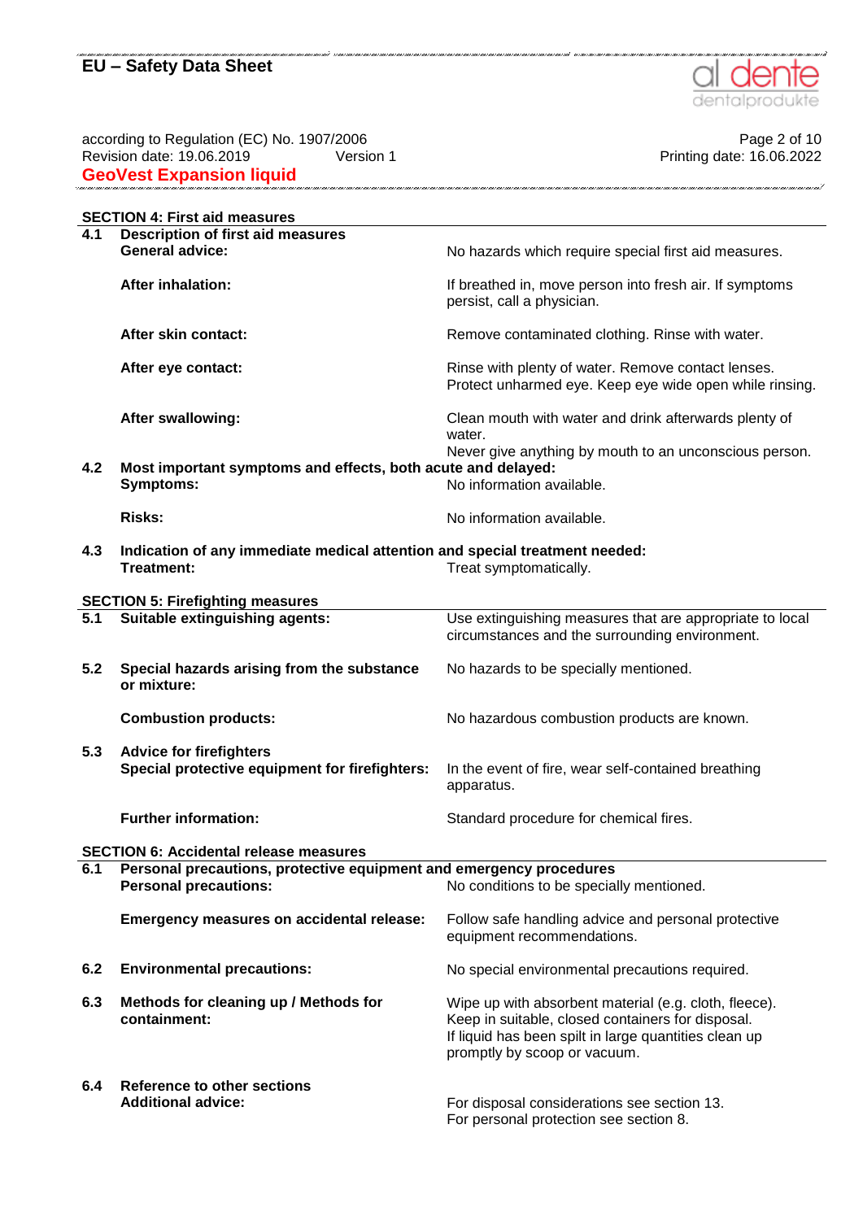## SECTION 4: First aid measures

**4.1 Description of first aid measures**

| | |
|---|---|
| **General advice:** | No hazards which require special first aid measures. |
| **After inhalation:** | If breathed in, move person into fresh air. If symptoms persist, call a physician. |
| **After skin contact:** | Remove contaminated clothing. Rinse with water. |
| **After eye contact:** | Rinse with plenty of water. Remove contact lenses. Protect unharmed eye. Keep eye wide open while rinsing. |
| **After swallowing:** | Clean mouth with water and drink afterwards plenty of water. Never give anything by mouth to an unconscious person. |

**4.2 Most important symptoms and effects, both acute and delayed:**

| | |
|---|---|
| **Symptoms:** | No information available. |
| **Risks:** | No information available. |

**4.3 Indication of any immediate medical attention and special treatment needed:**

| | |
|---|---|
| **Treatment:** | Treat symptomatically. |

## SECTION 5: Firefighting measures

| | | |
|---|---|---|
| **5.1** | **Suitable extinguishing agents:** | Use extinguishing measures that are appropriate to local circumstances and the surrounding environment. |
| **5.2** | **Special hazards arising from the substance or mixture:** | No hazards to be specially mentioned. |
| | **Combustion products:** | No hazardous combustion products are known. |
| **5.3** | **Advice for firefighters** **Special protective equipment for firefighters:** | In the event of fire, wear self-contained breathing apparatus. |
| | **Further information:** | Standard procedure for chemical fires. |

## SECTION 6: Accidental release measures

**6.1 Personal precautions, protective equipment and emergency procedures**

| | | |
|---|---|---|
| | **Personal precautions:** | No conditions to be specially mentioned. |
| | **Emergency measures on accidental release:** | Follow safe handling advice and personal protective equipment recommendations. |
| **6.2** | **Environmental precautions:** | No special environmental precautions required. |
| **6.3** | **Methods for cleaning up / Methods for containment:** | Wipe up with absorbent material (e.g. cloth, fleece). Keep in suitable, closed containers for disposal. If liquid has been spilt in large quantities clean up promptly by scoop or vacuum. |
| **6.4** | **Reference to other sections** **Additional advice:** | For disposal considerations see section 13. For personal protection see section 8. |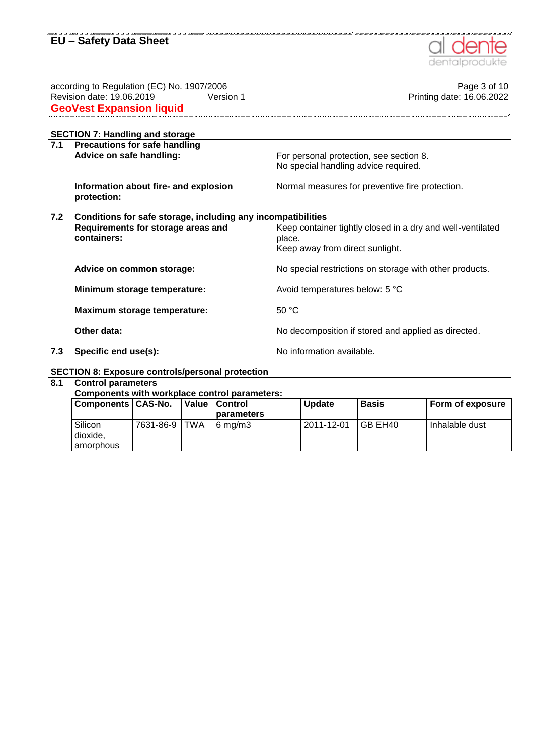## SECTION 7: Handling and storage

**7.1 Precautions for safe handling**

**Advice on safe handling:** For personal protection, see section 8. No special handling advice required.

**Information about fire- and explosion protection:** Normal measures for preventive fire protection.

**7.2 Conditions for safe storage, including any incompatibilities**

**Requirements for storage areas and containers:** Keep container tightly closed in a dry and well-ventilated place. Keep away from direct sunlight.

**Advice on common storage:** No special restrictions on storage with other products.

**Minimum storage temperature:** Avoid temperatures below: 5 °C

**Maximum storage temperature:** 50 °C

**Other data:** No decomposition if stored and applied as directed.

**7.3 Specific end use(s):** No information available.

## SECTION 8: Exposure controls/personal protection

**8.1 Control parameters**

**Components with workplace control parameters:**

| Components | CAS-No. | Value | Control parameters | Update | Basis | Form of exposure |
|---|---|---|---|---|---|---|
| Silicon dioxide, amorphous | 7631-86-9 | TWA | 6 mg/m3 | 2011-12-01 | GB EH40 | Inhalable dust |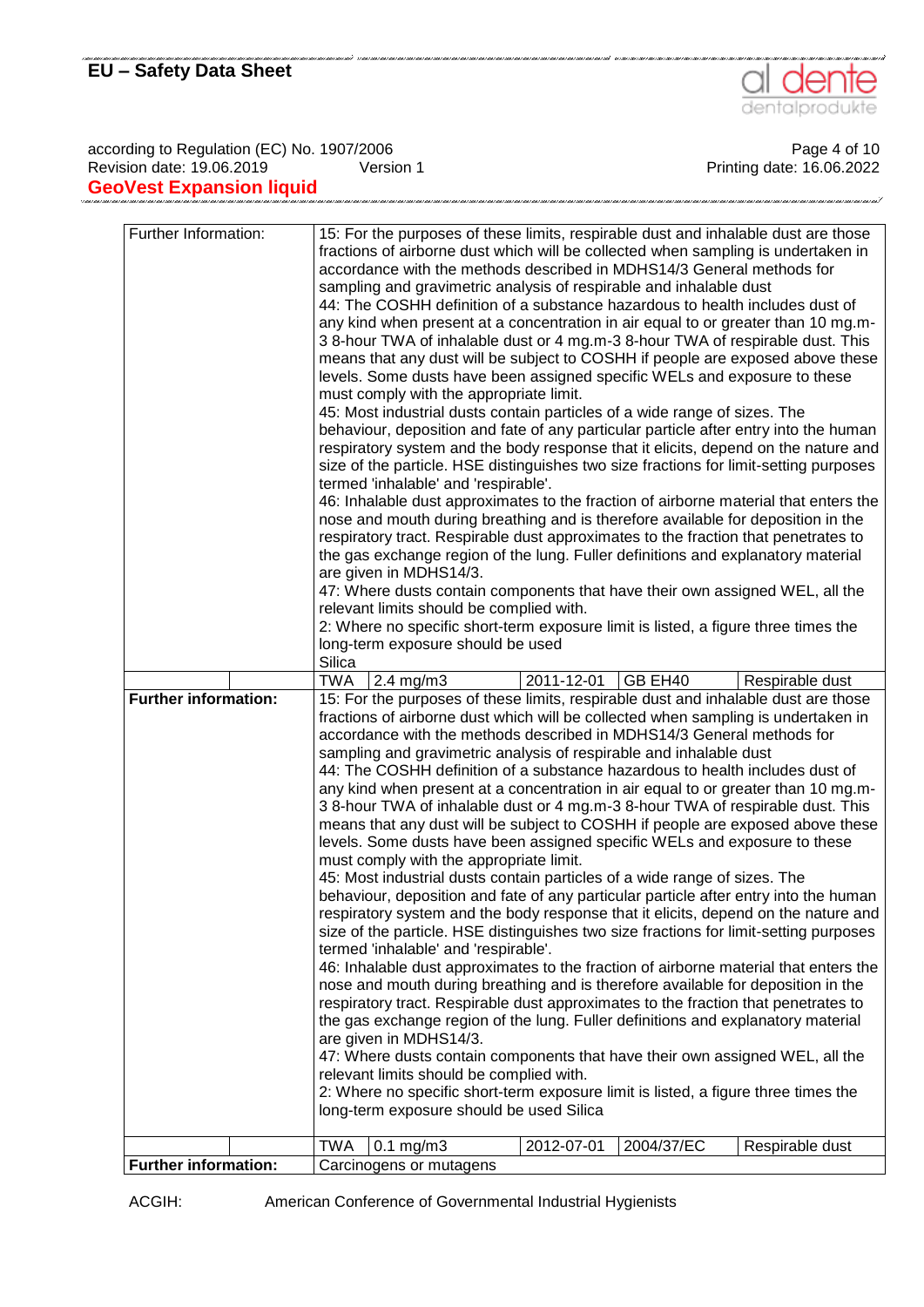| | | | | | | |
|---|---|---|---|---|---|---|
| Further Information: | | 15: For the purposes of these limits, respirable dust and inhalable dust are those fractions of airborne dust which will be collected when sampling is undertaken in accordance with the methods described in MDHS14/3 General methods for sampling and gravimetric analysis of respirable and inhalable dust<br>44: The COSHH definition of a substance hazardous to health includes dust of any kind when present at a concentration in air equal to or greater than 10 mg.m-3 8-hour TWA of inhalable dust or 4 mg.m-3 8-hour TWA of respirable dust. This means that any dust will be subject to COSHH if people are exposed above these levels. Some dusts have been assigned specific WELs and exposure to these must comply with the appropriate limit.<br>45: Most industrial dusts contain particles of a wide range of sizes. The behaviour, deposition and fate of any particular particle after entry into the human respiratory system and the body response that it elicits, depend on the nature and size of the particle. HSE distinguishes two size fractions for limit-setting purposes termed 'inhalable' and 'respirable'.<br>46: Inhalable dust approximates to the fraction of airborne material that enters the nose and mouth during breathing and is therefore available for deposition in the respiratory tract. Respirable dust approximates to the fraction that penetrates to the gas exchange region of the lung. Fuller definitions and explanatory material are given in MDHS14/3.<br>47: Where dusts contain components that have their own assigned WEL, all the relevant limits should be complied with.<br>2: Where no specific short-term exposure limit is listed, a figure three times the long-term exposure should be used<br>Silica | | | | |
| | | TWA | 2.4 mg/m3 | 2011-12-01 | GB EH40 | Respirable dust |
| **Further information:** | | 15: For the purposes of these limits, respirable dust and inhalable dust are those fractions of airborne dust which will be collected when sampling is undertaken in accordance with the methods described in MDHS14/3 General methods for sampling and gravimetric analysis of respirable and inhalable dust<br>44: The COSHH definition of a substance hazardous to health includes dust of any kind when present at a concentration in air equal to or greater than 10 mg.m-3 8-hour TWA of inhalable dust or 4 mg.m-3 8-hour TWA of respirable dust. This means that any dust will be subject to COSHH if people are exposed above these levels. Some dusts have been assigned specific WELs and exposure to these must comply with the appropriate limit.<br>45: Most industrial dusts contain particles of a wide range of sizes. The behaviour, deposition and fate of any particular particle after entry into the human respiratory system and the body response that it elicits, depend on the nature and size of the particle. HSE distinguishes two size fractions for limit-setting purposes termed 'inhalable' and 'respirable'.<br>46: Inhalable dust approximates to the fraction of airborne material that enters the nose and mouth during breathing and is therefore available for deposition in the respiratory tract. Respirable dust approximates to the fraction that penetrates to the gas exchange region of the lung. Fuller definitions and explanatory material are given in MDHS14/3.<br>47: Where dusts contain components that have their own assigned WEL, all the relevant limits should be complied with.<br>2: Where no specific short-term exposure limit is listed, a figure three times the long-term exposure should be used Silica | | | | |
| | | TWA | 0.1 mg/m3 | 2012-07-01 | 2004/37/EC | Respirable dust |
| **Further information:** | | Carcinogens or mutagens | | | | |

ACGIH: American Conference of Governmental Industrial Hygienists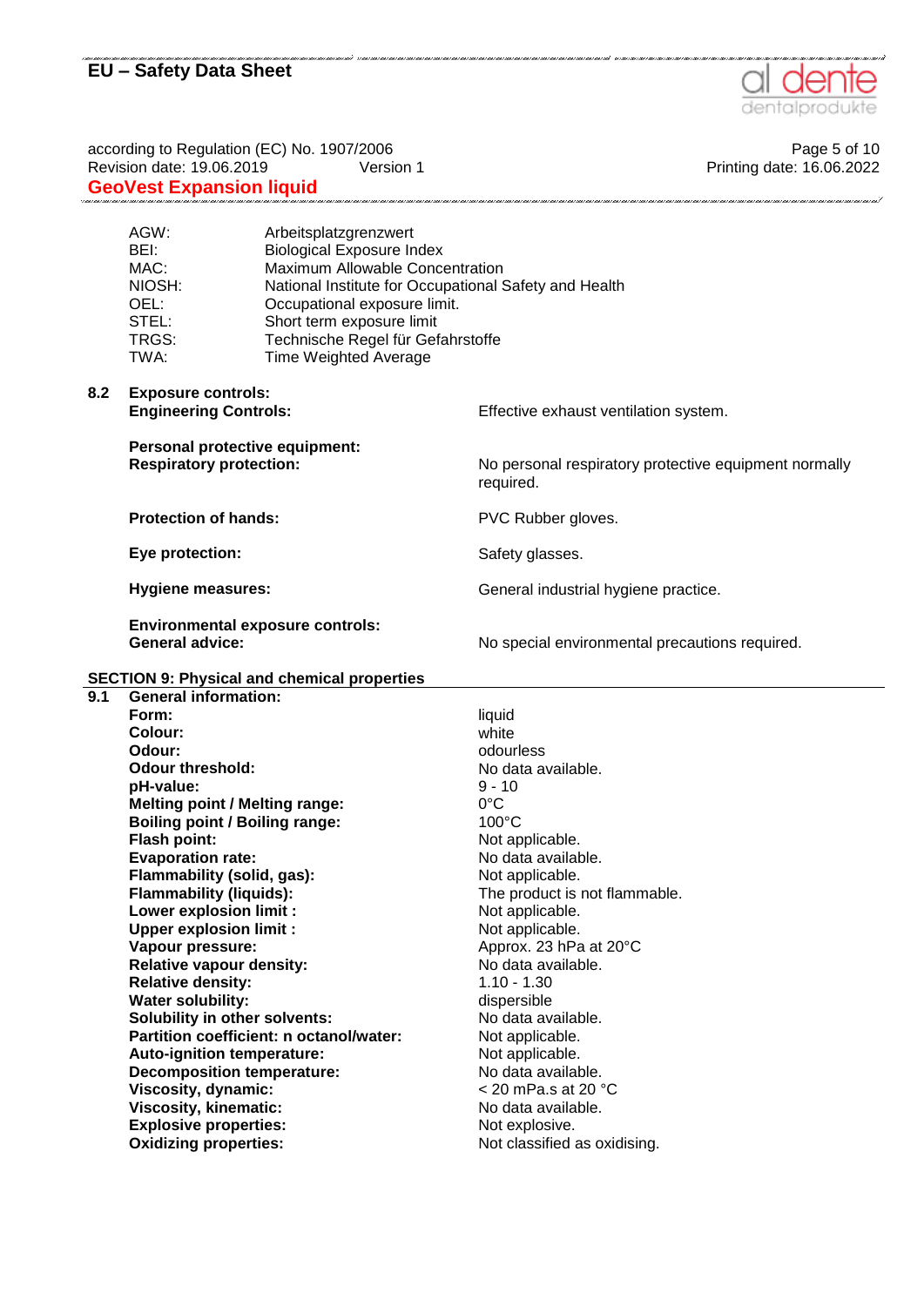| | |
|---|---|
| AGW: | Arbeitsplatzgrenzwert |
| BEI: | Biological Exposure Index |
| MAC: | Maximum Allowable Concentration |
| NIOSH: | National Institute for Occupational Safety and Health |
| OEL: | Occupational exposure limit. |
| STEL: | Short term exposure limit |
| TRGS: | Technische Regel für Gefahrstoffe |
| TWA: | Time Weighted Average |

**8.2 Exposure controls:**

| | |
|---|---|
| **Engineering Controls:** | Effective exhaust ventilation system. |
| **Personal protective equipment:** | |
| **Respiratory protection:** | No personal respiratory protective equipment normally required. |
| **Protection of hands:** | PVC Rubber gloves. |
| **Eye protection:** | Safety glasses. |
| **Hygiene measures:** | General industrial hygiene practice. |
| **Environmental exposure controls:** | |
| **General advice:** | No special environmental precautions required. |

## SECTION 9: Physical and chemical properties

**9.1 General information:**

| | |
|---|---|
| **Form:** | liquid |
| **Colour:** | white |
| **Odour:** | odourless |
| **Odour threshold:** | No data available. |
| **pH-value:** | 9 - 10 |
| **Melting point / Melting range:** | 0°C |
| **Boiling point / Boiling range:** | 100°C |
| **Flash point:** | Not applicable. |
| **Evaporation rate:** | No data available. |
| **Flammability (solid, gas):** | Not applicable. |
| **Flammability (liquids):** | The product is not flammable. |
| **Lower explosion limit :** | Not applicable. |
| **Upper explosion limit :** | Not applicable. |
| **Vapour pressure:** | Approx. 23 hPa at 20°C |
| **Relative vapour density:** | No data available. |
| **Relative density:** | 1.10 - 1.30 |
| **Water solubility:** | dispersible |
| **Solubility in other solvents:** | No data available. |
| **Partition coefficient: n octanol/water:** | Not applicable. |
| **Auto-ignition temperature:** | Not applicable. |
| **Decomposition temperature:** | No data available. |
| **Viscosity, dynamic:** | < 20 mPa.s at 20 °C |
| **Viscosity, kinematic:** | No data available. |
| **Explosive properties:** | Not explosive. |
| **Oxidizing properties:** | Not classified as oxidising. |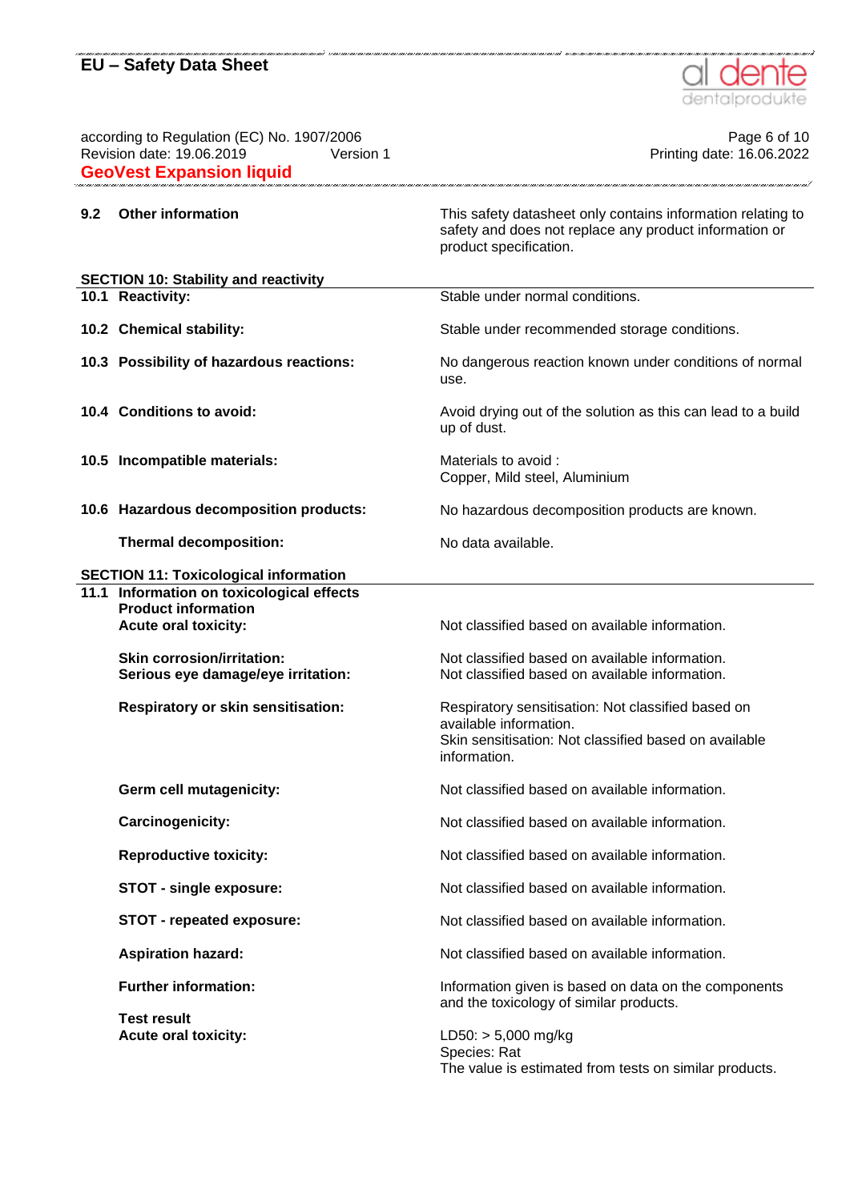| | |
|---|---|
| **9.2 Other information** | This safety datasheet only contains information relating to safety and does not replace any product information or product specification. |

## SECTION 10: Stability and reactivity

| | |
|---|---|
| **10.1 Reactivity:** | Stable under normal conditions. |
| **10.2 Chemical stability:** | Stable under recommended storage conditions. |
| **10.3 Possibility of hazardous reactions:** | No dangerous reaction known under conditions of normal use. |
| **10.4 Conditions to avoid:** | Avoid drying out of the solution as this can lead to a build up of dust. |
| **10.5 Incompatible materials:** | Materials to avoid :<br>Copper, Mild steel, Aluminium |
| **10.6 Hazardous decomposition products:** | No hazardous decomposition products are known. |
| **Thermal decomposition:** | No data available. |

## SECTION 11: Toxicological information

**11.1 Information on toxicological effects**

**Product information**

| | |
|---|---|
| **Acute oral toxicity:** | Not classified based on available information. |
| **Skin corrosion/irritation:** | Not classified based on available information. |
| **Serious eye damage/eye irritation:** | Not classified based on available information. |
| **Respiratory or skin sensitisation:** | Respiratory sensitisation: Not classified based on available information.<br>Skin sensitisation: Not classified based on available information. |
| **Germ cell mutagenicity:** | Not classified based on available information. |
| **Carcinogenicity:** | Not classified based on available information. |
| **Reproductive toxicity:** | Not classified based on available information. |
| **STOT - single exposure:** | Not classified based on available information. |
| **STOT - repeated exposure:** | Not classified based on available information. |
| **Aspiration hazard:** | Not classified based on available information. |
| **Further information:** | Information given is based on data on the components and the toxicology of similar products. |

**Test result**

| | |
|---|---|
| **Acute oral toxicity:** | LD50: > 5,000 mg/kg<br>Species: Rat<br>The value is estimated from tests on similar products. |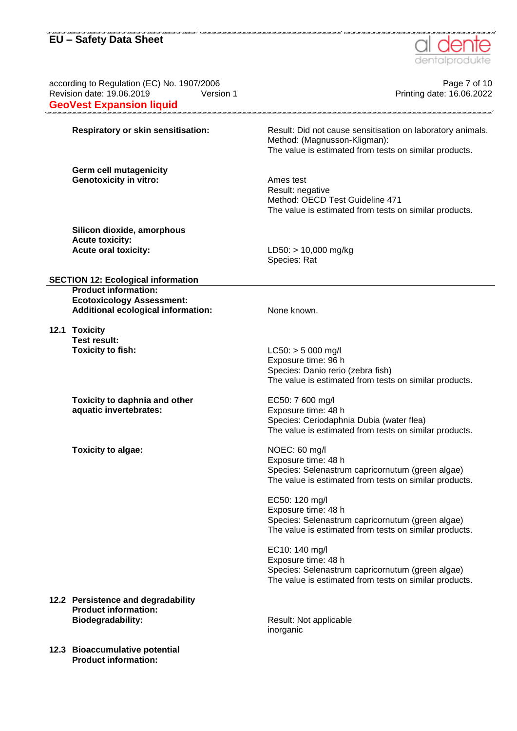**Respiratory or skin sensitisation:**
Result: Did not cause sensitisation on laboratory animals.
Method: (Magnusson-Kligman):
The value is estimated from tests on similar products.

**Germ cell mutagenicity**
**Genotoxicity in vitro:**
Ames test
Result: negative
Method: OECD Test Guideline 471
The value is estimated from tests on similar products.

**Silicon dioxide, amorphous**
**Acute toxicity:**
**Acute oral toxicity:**
LD50: > 10,000 mg/kg
Species: Rat

## SECTION 12: Ecological information

**Product information:**
**Ecotoxicology Assessment:**
**Additional ecological information:** None known.

### 12.1 Toxicity

**Test result:**

**Toxicity to fish:**
LC50: > 5 000 mg/l
Exposure time: 96 h
Species: Danio rerio (zebra fish)
The value is estimated from tests on similar products.

**Toxicity to daphnia and other aquatic invertebrates:**
EC50: 7 600 mg/l
Exposure time: 48 h
Species: Ceriodaphnia Dubia (water flea)
The value is estimated from tests on similar products.

**Toxicity to algae:**
NOEC: 60 mg/l
Exposure time: 48 h
Species: Selenastrum capricornutum (green algae)
The value is estimated from tests on similar products.

EC50: 120 mg/l
Exposure time: 48 h
Species: Selenastrum capricornutum (green algae)
The value is estimated from tests on similar products.

EC10: 140 mg/l
Exposure time: 48 h
Species: Selenastrum capricornutum (green algae)
The value is estimated from tests on similar products.

### 12.2 Persistence and degradability

**Product information:**
**Biodegradability:**
Result: Not applicable
inorganic

### 12.3 Bioaccumulative potential

**Product information:**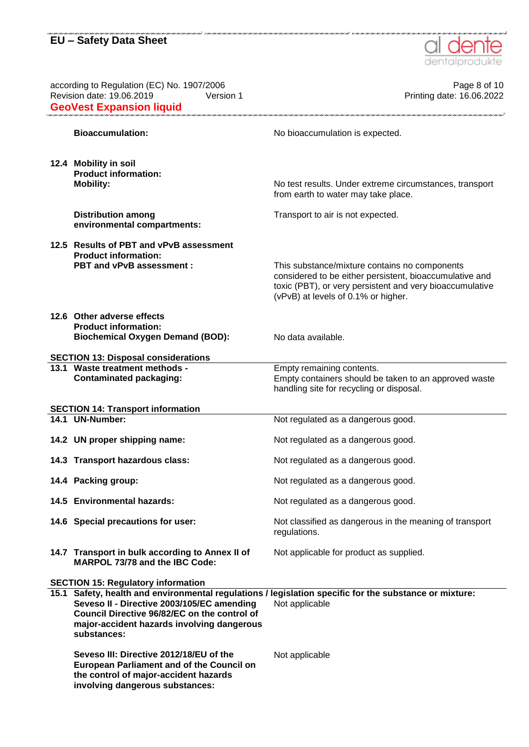**Bioaccumulation:** No bioaccumulation is expected.

**12.4 Mobility in soil**

**Product information:**

**Mobility:** No test results. Under extreme circumstances, transport from earth to water may take place.

**Distribution among environmental compartments:** Transport to air is not expected.

**12.5 Results of PBT and vPvB assessment**

**Product information:**

**PBT and vPvB assessment :** This substance/mixture contains no components considered to be either persistent, bioaccumulative and toxic (PBT), or very persistent and very bioaccumulative (vPvB) at levels of 0.1% or higher.

**12.6 Other adverse effects**

**Product information:**

**Biochemical Oxygen Demand (BOD):** No data available.

## SECTION 13: Disposal considerations

**13.1 Waste treatment methods - Contaminated packaging:** Empty remaining contents.
Empty containers should be taken to an approved waste handling site for recycling or disposal.

## SECTION 14: Transport information

| | |
|---|---|
| **14.1 UN-Number:** | Not regulated as a dangerous good. |
| **14.2 UN proper shipping name:** | Not regulated as a dangerous good. |
| **14.3 Transport hazardous class:** | Not regulated as a dangerous good. |
| **14.4 Packing group:** | Not regulated as a dangerous good. |
| **14.5 Environmental hazards:** | Not regulated as a dangerous good. |
| **14.6 Special precautions for user:** | Not classified as dangerous in the meaning of transport regulations. |
| **14.7 Transport in bulk according to Annex II of MARPOL 73/78 and the IBC Code:** | Not applicable for product as supplied. |

## SECTION 15: Regulatory information

**15.1 Safety, health and environmental regulations / legislation specific for the substance or mixture:**

**Seveso II - Directive 2003/105/EC amending Council Directive 96/82/EC on the control of major-accident hazards involving dangerous substances:** Not applicable

**Seveso III: Directive 2012/18/EU of the European Parliament and of the Council on the control of major-accident hazards involving dangerous substances:** Not applicable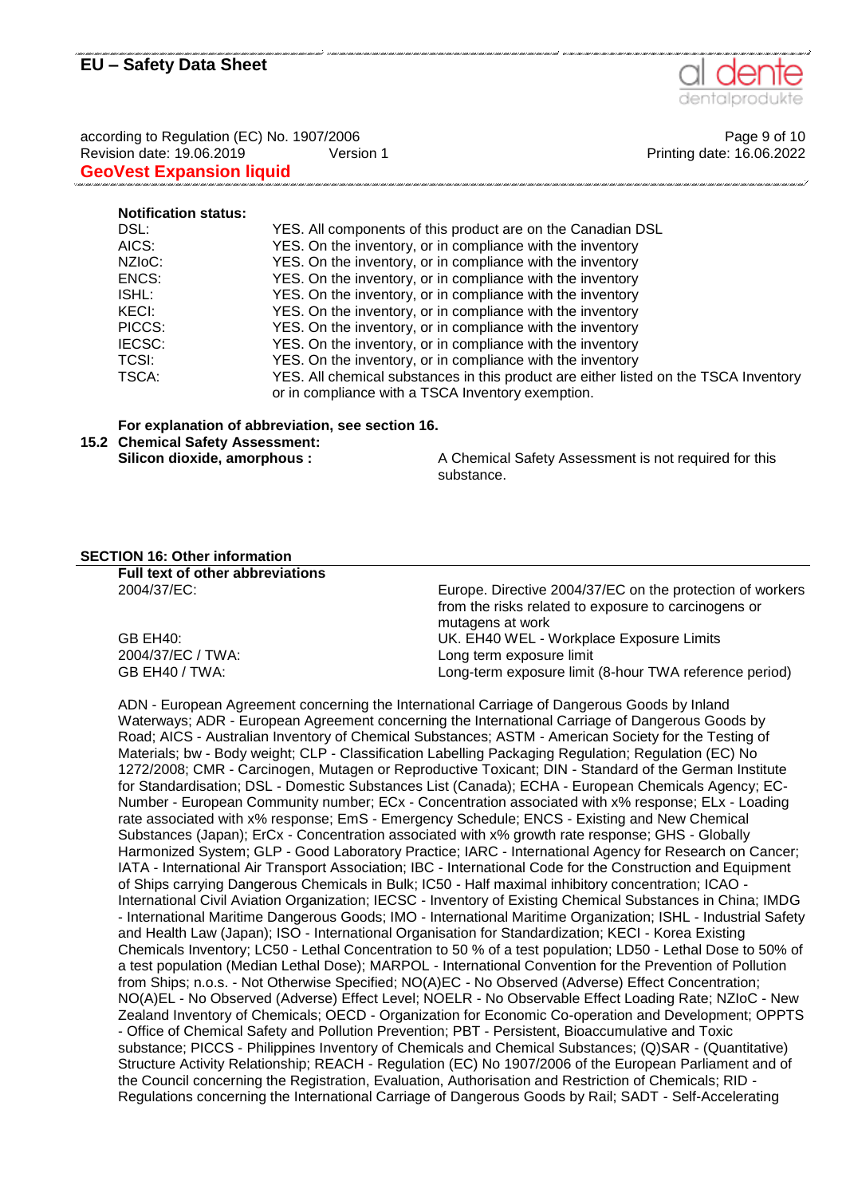**Notification status:**

| | |
|---|---|
| DSL: | YES. All components of this product are on the Canadian DSL |
| AICS: | YES. On the inventory, or in compliance with the inventory |
| NZIoC: | YES. On the inventory, or in compliance with the inventory |
| ENCS: | YES. On the inventory, or in compliance with the inventory |
| ISHL: | YES. On the inventory, or in compliance with the inventory |
| KECI: | YES. On the inventory, or in compliance with the inventory |
| PICCS: | YES. On the inventory, or in compliance with the inventory |
| IECSC: | YES. On the inventory, or in compliance with the inventory |
| TCSI: | YES. On the inventory, or in compliance with the inventory |
| TSCA: | YES. All chemical substances in this product are either listed on the TSCA Inventory or in compliance with a TSCA Inventory exemption. |

**For explanation of abbreviation, see section 16.**

**15.2 Chemical Safety Assessment:**

**Silicon dioxide, amorphous :** A Chemical Safety Assessment is not required for this substance.

## SECTION 16: Other information

**Full text of other abbreviations**

| | |
|---|---|
| 2004/37/EC: | Europe. Directive 2004/37/EC on the protection of workers from the risks related to exposure to carcinogens or mutagens at work |
| GB EH40: | UK. EH40 WEL - Workplace Exposure Limits |
| 2004/37/EC / TWA: | Long term exposure limit |
| GB EH40 / TWA: | Long-term exposure limit (8-hour TWA reference period) |

ADN - European Agreement concerning the International Carriage of Dangerous Goods by Inland Waterways; ADR - European Agreement concerning the International Carriage of Dangerous Goods by Road; AICS - Australian Inventory of Chemical Substances; ASTM - American Society for the Testing of Materials; bw - Body weight; CLP - Classification Labelling Packaging Regulation; Regulation (EC) No 1272/2008; CMR - Carcinogen, Mutagen or Reproductive Toxicant; DIN - Standard of the German Institute for Standardisation; DSL - Domestic Substances List (Canada); ECHA - European Chemicals Agency; EC-Number - European Community number; ECx - Concentration associated with x% response; ELx - Loading rate associated with x% response; EmS - Emergency Schedule; ENCS - Existing and New Chemical Substances (Japan); ErCx - Concentration associated with x% growth rate response; GHS - Globally Harmonized System; GLP - Good Laboratory Practice; IARC - International Agency for Research on Cancer; IATA - International Air Transport Association; IBC - International Code for the Construction and Equipment of Ships carrying Dangerous Chemicals in Bulk; IC50 - Half maximal inhibitory concentration; ICAO - International Civil Aviation Organization; IECSC - Inventory of Existing Chemical Substances in China; IMDG - International Maritime Dangerous Goods; IMO - International Maritime Organization; ISHL - Industrial Safety and Health Law (Japan); ISO - International Organisation for Standardization; KECI - Korea Existing Chemicals Inventory; LC50 - Lethal Concentration to 50 % of a test population; LD50 - Lethal Dose to 50% of a test population (Median Lethal Dose); MARPOL - International Convention for the Prevention of Pollution from Ships; n.o.s. - Not Otherwise Specified; NO(A)EC - No Observed (Adverse) Effect Concentration; NO(A)EL - No Observed (Adverse) Effect Level; NOELR - No Observable Effect Loading Rate; NZIoC - New Zealand Inventory of Chemicals; OECD - Organization for Economic Co-operation and Development; OPPTS - Office of Chemical Safety and Pollution Prevention; PBT - Persistent, Bioaccumulative and Toxic substance; PICCS - Philippines Inventory of Chemicals and Chemical Substances; (Q)SAR - (Quantitative) Structure Activity Relationship; REACH - Regulation (EC) No 1907/2006 of the European Parliament and of the Council concerning the Registration, Evaluation, Authorisation and Restriction of Chemicals; RID - Regulations concerning the International Carriage of Dangerous Goods by Rail; SADT - Self-Accelerating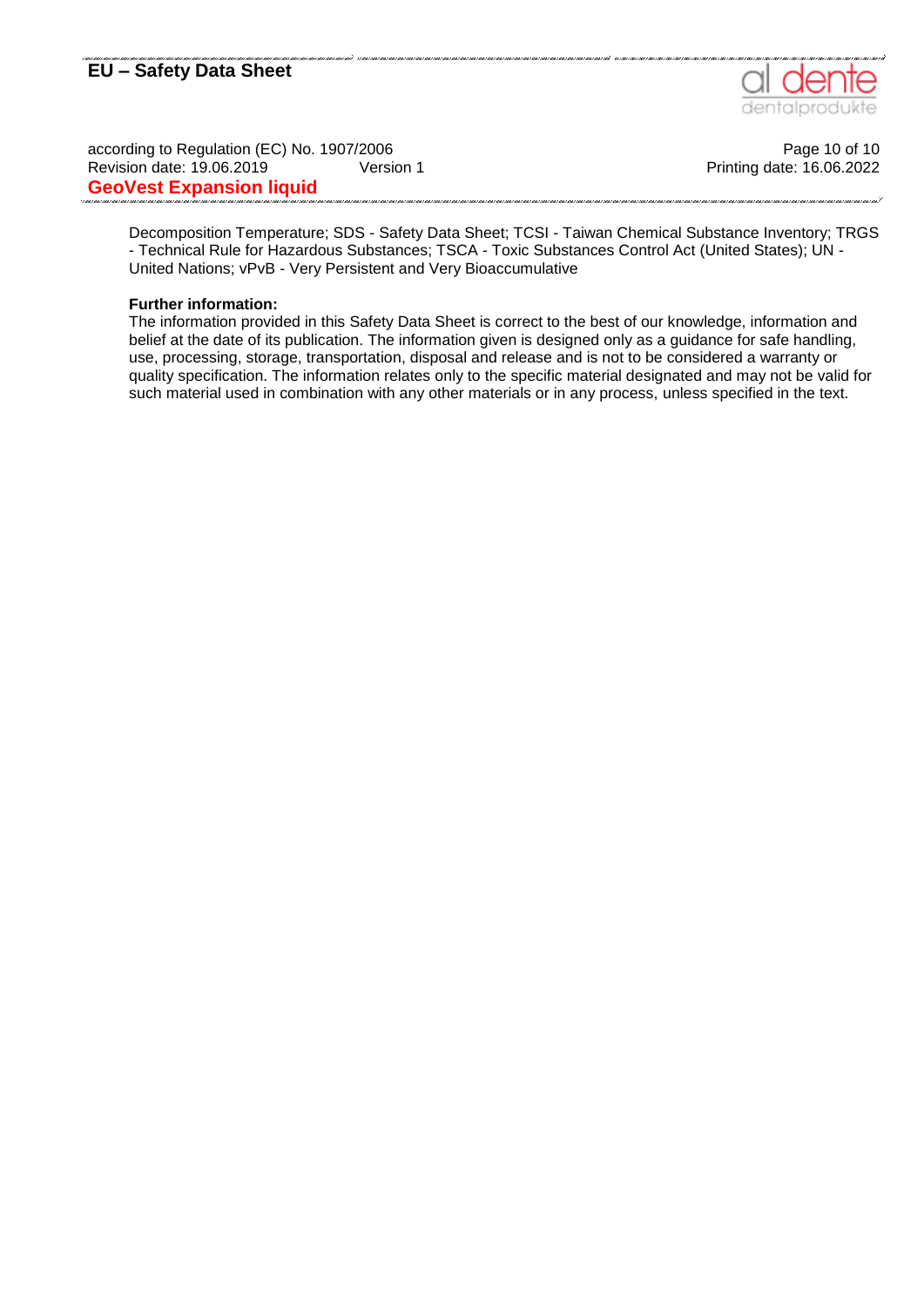Decomposition Temperature; SDS - Safety Data Sheet; TCSI - Taiwan Chemical Substance Inventory; TRGS - Technical Rule for Hazardous Substances; TSCA - Toxic Substances Control Act (United States); UN - United Nations; vPvB - Very Persistent and Very Bioaccumulative

**Further information:**

The information provided in this Safety Data Sheet is correct to the best of our knowledge, information and belief at the date of its publication. The information given is designed only as a guidance for safe handling, use, processing, storage, transportation, disposal and release and is not to be considered a warranty or quality specification. The information relates only to the specific material designated and may not be valid for such material used in combination with any other materials or in any process, unless specified in the text.